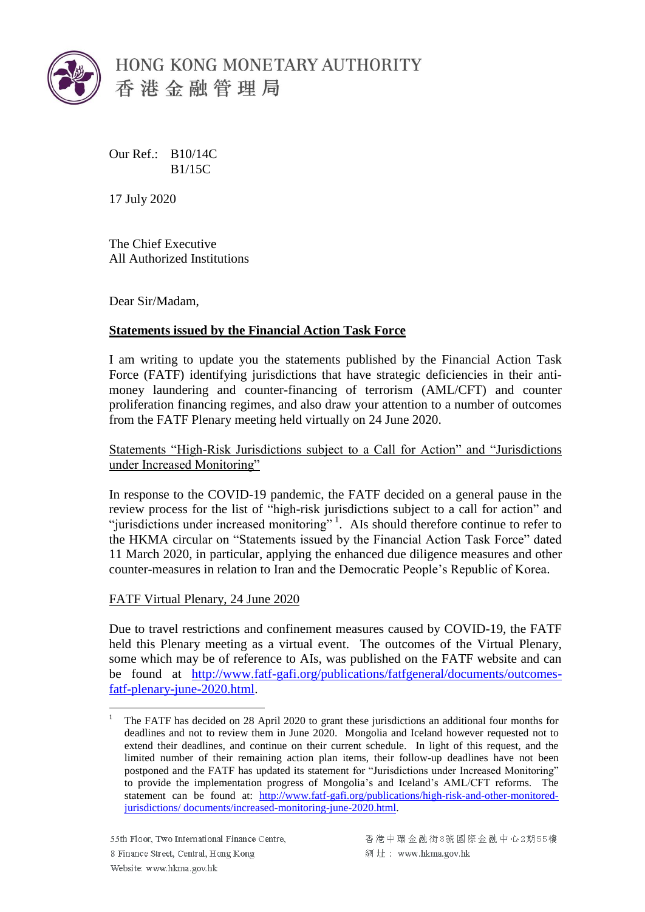HONG KONG MONETARY AUTHORITY
香港金融管理局

Our Ref.: B10/14C
B1/15C

17 July 2020

The Chief Executive
All Authorized Institutions

Dear Sir/Madam,

**Statements issued by the Financial Action Task Force**

I am writing to update you the statements published by the Financial Action Task Force (FATF) identifying jurisdictions that have strategic deficiencies in their anti-money laundering and counter-financing of terrorism (AML/CFT) and counter proliferation financing regimes, and also draw your attention to a number of outcomes from the FATF Plenary meeting held virtually on 24 June 2020.

Statements "High-Risk Jurisdictions subject to a Call for Action" and "Jurisdictions under Increased Monitoring"

In response to the COVID-19 pandemic, the FATF decided on a general pause in the review process for the list of "high-risk jurisdictions subject to a call for action" and "jurisdictions under increased monitoring"[1]. AIs should therefore continue to refer to the HKMA circular on "Statements issued by the Financial Action Task Force" dated 11 March 2020, in particular, applying the enhanced due diligence measures and other counter-measures in relation to Iran and the Democratic People's Republic of Korea.

FATF Virtual Plenary, 24 June 2020

Due to travel restrictions and confinement measures caused by COVID-19, the FATF held this Plenary meeting as a virtual event. The outcomes of the Virtual Plenary, some which may be of reference to AIs, was published on the FATF website and can be found at [http://www.fatf-gafi.org/publications/fatfgeneral/documents/outcomes-fatf-plenary-june-2020.html](http://www.fatf-gafi.org/publications/fatfgeneral/documents/outcomes-fatf-plenary-june-2020.html).

[1] The FATF has decided on 28 April 2020 to grant these jurisdictions an additional four months for deadlines and not to review them in June 2020. Mongolia and Iceland however requested not to extend their deadlines, and continue on their current schedule. In light of this request, and the limited number of their remaining action plan items, their follow-up deadlines have not been postponed and the FATF has updated its statement for "Jurisdictions under Increased Monitoring" to provide the implementation progress of Mongolia's and Iceland's AML/CFT reforms. The statement can be found at: [http://www.fatf-gafi.org/publications/high-risk-and-other-monitored-jurisdictions/ documents/increased-monitoring-june-2020.html](http://www.fatf-gafi.org/publications/high-risk-and-other-monitored-jurisdictions/documents/increased-monitoring-june-2020.html).

55th Floor, Two International Finance Centre,
8 Finance Street, Central, Hong Kong
Website: www.hkma.gov.hk

香港中環金融街8號國際金融中心2期55樓
網址：www.hkma.gov.hk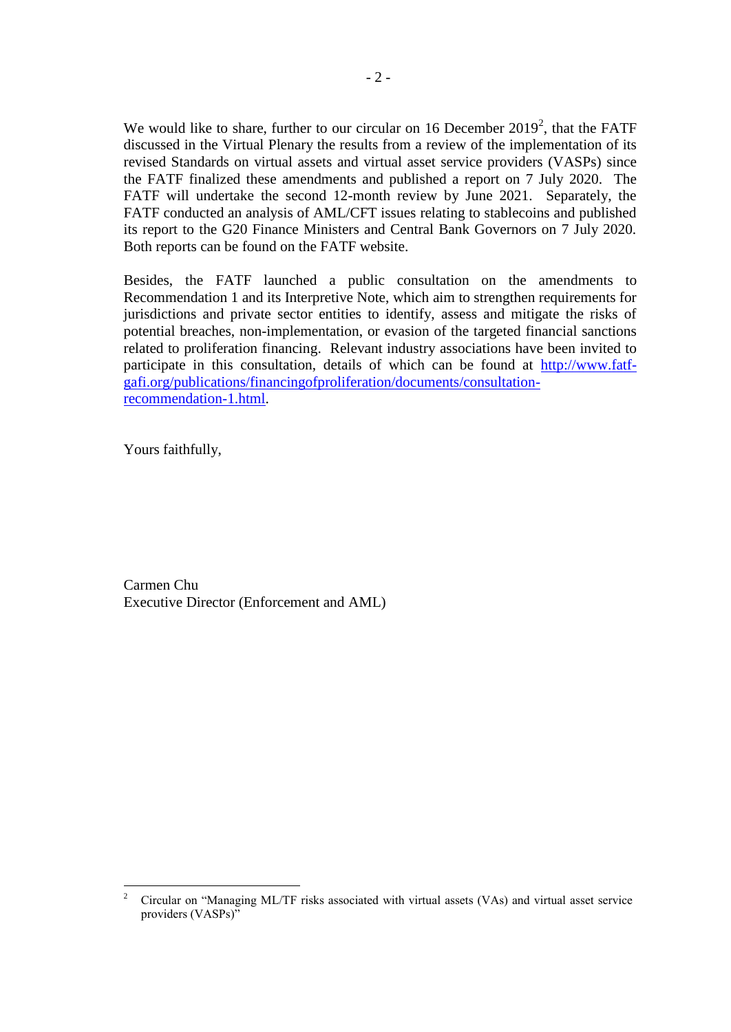We would like to share, further to our circular on 16 December 2019[2], that the FATF discussed in the Virtual Plenary the results from a review of the implementation of its revised Standards on virtual assets and virtual asset service providers (VASPs) since the FATF finalized these amendments and published a report on 7 July 2020. The FATF will undertake the second 12-month review by June 2021. Separately, the FATF conducted an analysis of AML/CFT issues relating to stablecoins and published its report to the G20 Finance Ministers and Central Bank Governors on 7 July 2020. Both reports can be found on the FATF website.

Besides, the FATF launched a public consultation on the amendments to Recommendation 1 and its Interpretive Note, which aim to strengthen requirements for jurisdictions and private sector entities to identify, assess and mitigate the risks of potential breaches, non-implementation, or evasion of the targeted financial sanctions related to proliferation financing. Relevant industry associations have been invited to participate in this consultation, details of which can be found at [http://www.fatf-gafi.org/publications/financingofproliferation/documents/consultation-recommendation-1.html](http://www.fatf-gafi.org/publications/financingofproliferation/documents/consultation-recommendation-1.html).

Yours faithfully,

Carmen Chu
Executive Director (Enforcement and AML)

---

[2] Circular on "Managing ML/TF risks associated with virtual assets (VAs) and virtual asset service providers (VASPs)"